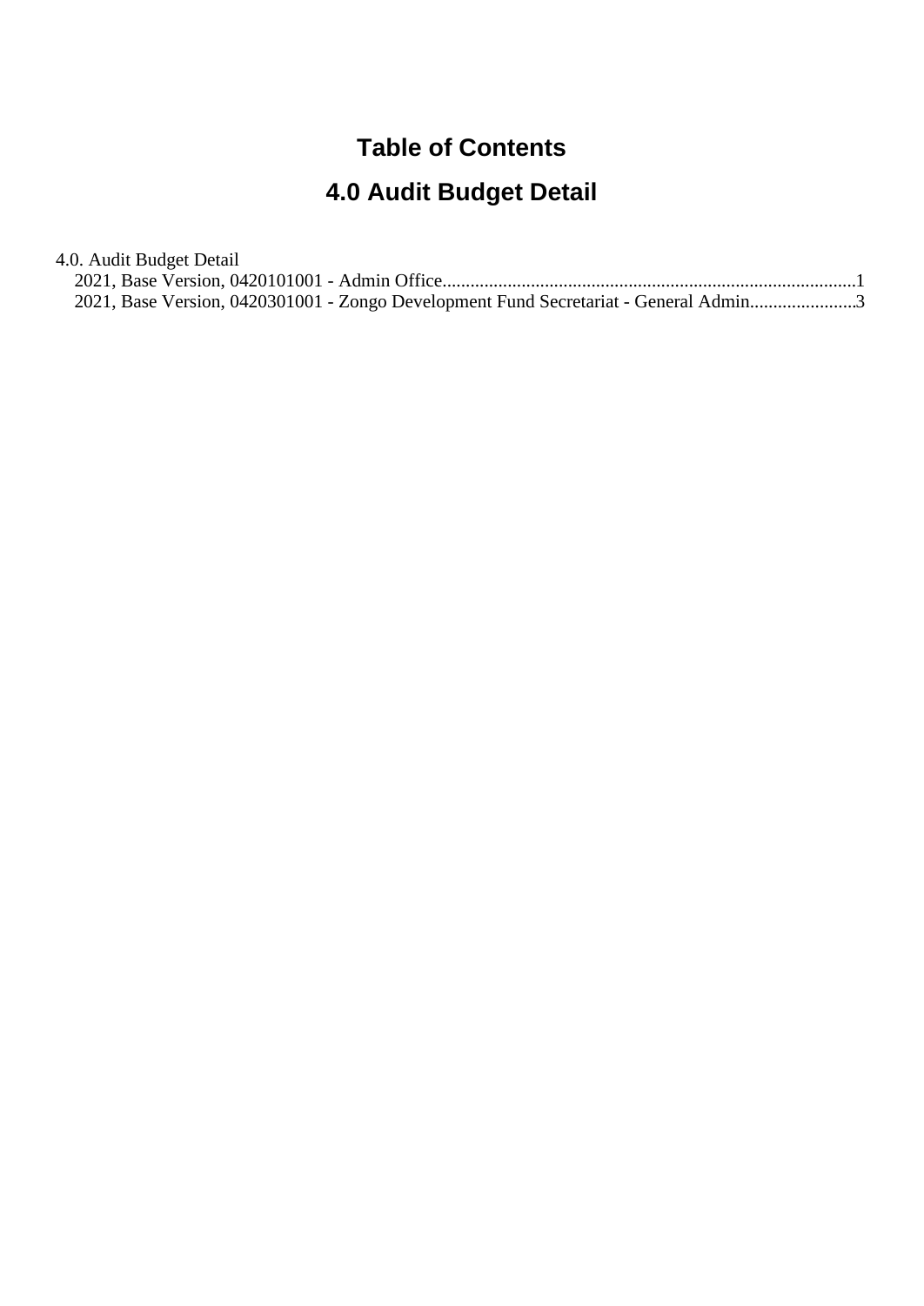# Table of Contents

## 4.0 Audit Budget Detail

4.0. Audit Budget Detail

- 2021, Base Version, 0420101001 - Admin Office........................................................................................1
- 2021, Base Version, 0420301001 - Zongo Development Fund Secretariat - General Admin.......................3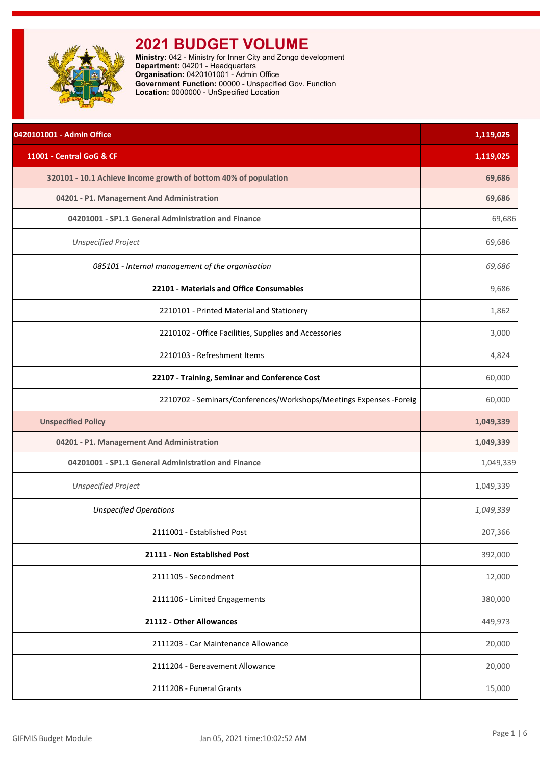# 2021 BUDGET VOLUME

**Ministry:** 042 - Ministry for Inner City and Zongo development
**Department:** 04201 - Headquarters
**Organisation:** 0420101001 - Admin Office
**Government Function:** 00000 - Unspecified Gov. Function
**Location:** 0000000 - UnSpecified Location

| 0420101001 - Admin Office | 1,119,025 |
|---|---|
| **11001 - Central GoG & CF** | **1,119,025** |
| **320101 - 10.1 Achieve income growth of bottom 40% of population** | **69,686** |
| **04201 - P1. Management And Administration** | **69,686** |
| **04201001 - SP1.1 General Administration and Finance** | 69,686 |
| *Unspecified Project* | 69,686 |
| *085101 - Internal management of the organisation* | *69,686* |
| **22101 - Materials and Office Consumables** | 9,686 |
| 2210101 - Printed Material and Stationery | 1,862 |
| 2210102 - Office Facilities, Supplies and Accessories | 3,000 |
| 2210103 - Refreshment Items | 4,824 |
| **22107 - Training, Seminar and Conference Cost** | 60,000 |
| 2210702 - Seminars/Conferences/Workshops/Meetings Expenses -Foreig | 60,000 |
| **Unspecified Policy** | **1,049,339** |
| **04201 - P1. Management And Administration** | **1,049,339** |
| **04201001 - SP1.1 General Administration and Finance** | 1,049,339 |
| *Unspecified Project* | 1,049,339 |
| *Unspecified Operations* | *1,049,339* |
| 2111001 - Established Post | 207,366 |
| **21111 - Non Established Post** | 392,000 |
| 2111105 - Secondment | 12,000 |
| 2111106 - Limited Engagements | 380,000 |
| **21112 - Other Allowances** | 449,973 |
| 2111203 - Car Maintenance Allowance | 20,000 |
| 2111204 - Bereavement Allowance | 20,000 |
| 2111208 - Funeral Grants | 15,000 |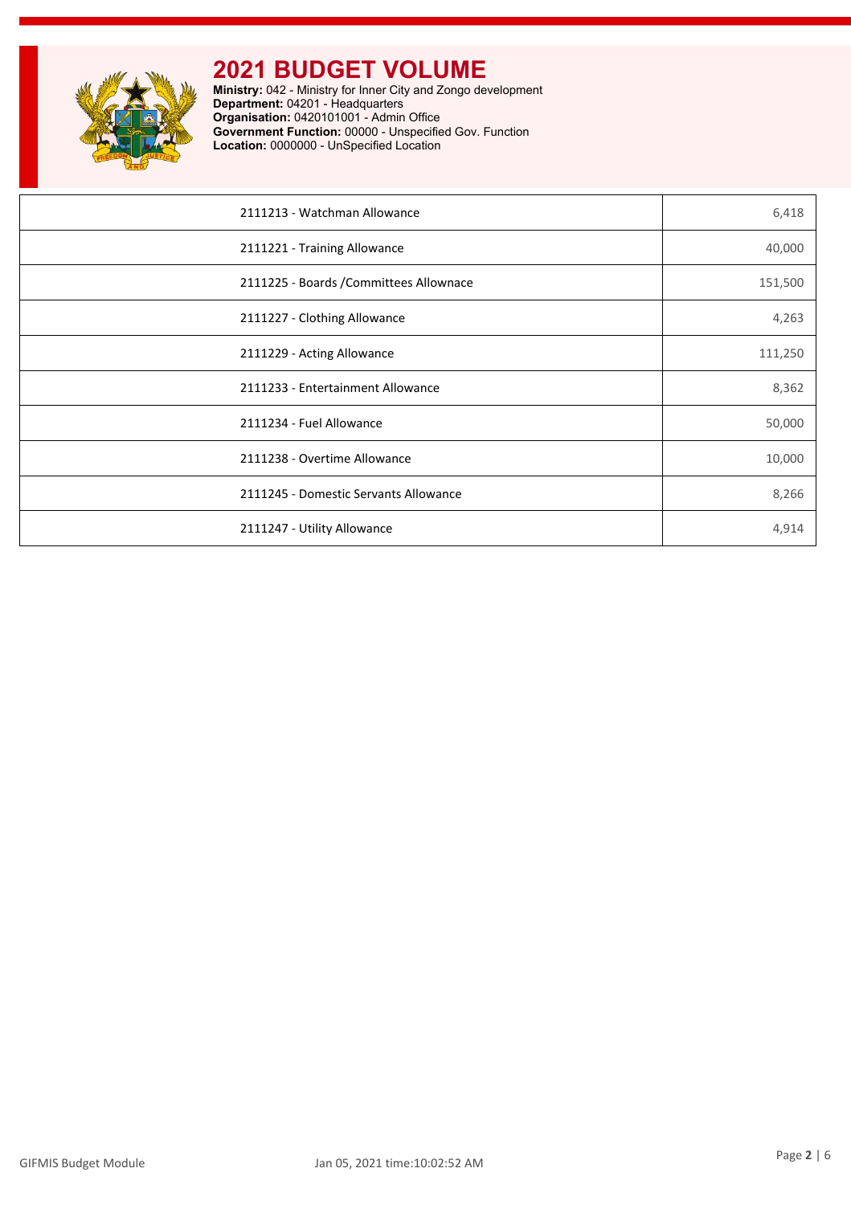# 2021 BUDGET VOLUME

**Ministry:** 042 - Ministry for Inner City and Zongo development
**Department:** 04201 - Headquarters
**Organisation:** 0420101001 - Admin Office
**Government Function:** 00000 - Unspecified Gov. Function
**Location:** 0000000 - UnSpecified Location

| | |
|---|---|
| 2111213 - Watchman Allowance | 6,418 |
| 2111221 - Training Allowance | 40,000 |
| 2111225 - Boards /Committees Allownace | 151,500 |
| 2111227 - Clothing Allowance | 4,263 |
| 2111229 - Acting Allowance | 111,250 |
| 2111233 - Entertainment Allowance | 8,362 |
| 2111234 - Fuel Allowance | 50,000 |
| 2111238 - Overtime Allowance | 10,000 |
| 2111245 - Domestic Servants Allowance | 8,266 |
| 2111247 - Utility Allowance | 4,914 |

GIFMIS Budget Module    Jan 05, 2021 time:10:02:52 AM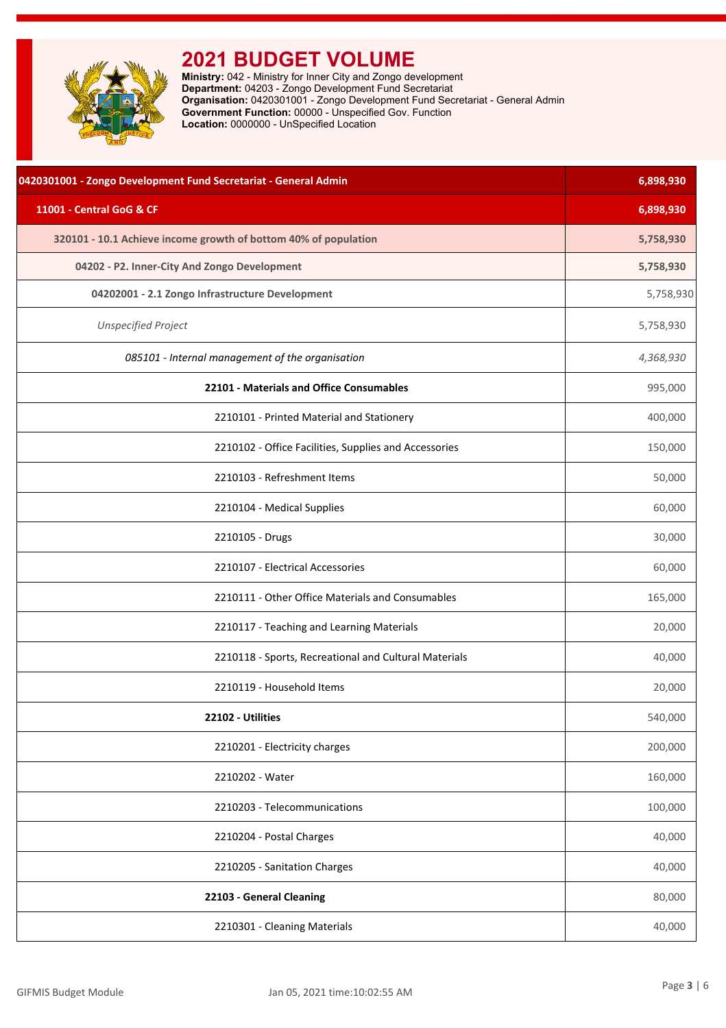# 2021 BUDGET VOLUME

**Ministry:** 042 - Ministry for Inner City and Zongo development
**Department:** 04203 - Zongo Development Fund Secretariat
**Organisation:** 0420301001 - Zongo Development Fund Secretariat - General Admin
**Government Function:** 00000 - Unspecified Gov. Function
**Location:** 0000000 - UnSpecified Location

| | |
|---|---|
| **0420301001 - Zongo Development Fund Secretariat - General Admin** | **6,898,930** |
| **11001 - Central GoG & CF** | **6,898,930** |
| **320101 - 10.1 Achieve income growth of bottom 40% of population** | **5,758,930** |
| **04202 - P2. Inner-City And Zongo Development** | **5,758,930** |
| **04202001 - 2.1 Zongo Infrastructure Development** | 5,758,930 |
| *Unspecified Project* | 5,758,930 |
| *085101 - Internal management of the organisation* | *4,368,930* |
| **22101 - Materials and Office Consumables** | 995,000 |
| 2210101 - Printed Material and Stationery | 400,000 |
| 2210102 - Office Facilities, Supplies and Accessories | 150,000 |
| 2210103 - Refreshment Items | 50,000 |
| 2210104 - Medical Supplies | 60,000 |
| 2210105 - Drugs | 30,000 |
| 2210107 - Electrical Accessories | 60,000 |
| 2210111 - Other Office Materials and Consumables | 165,000 |
| 2210117 - Teaching and Learning Materials | 20,000 |
| 2210118 - Sports, Recreational and Cultural Materials | 40,000 |
| 2210119 - Household Items | 20,000 |
| **22102 - Utilities** | 540,000 |
| 2210201 - Electricity charges | 200,000 |
| 2210202 - Water | 160,000 |
| 2210203 - Telecommunications | 100,000 |
| 2210204 - Postal Charges | 40,000 |
| 2210205 - Sanitation Charges | 40,000 |
| **22103 - General Cleaning** | 80,000 |
| 2210301 - Cleaning Materials | 40,000 |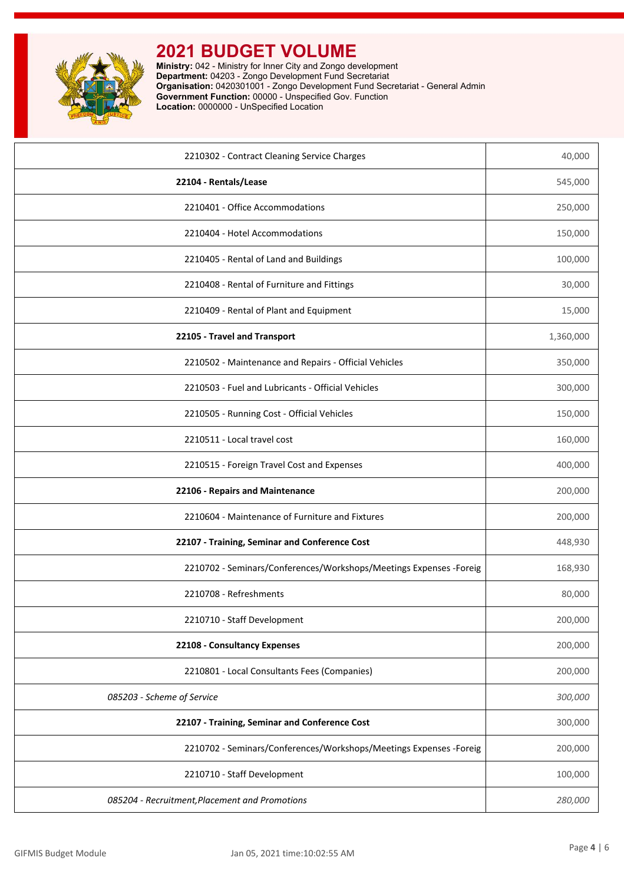# 2021 BUDGET VOLUME

**Ministry:** 042 - Ministry for Inner City and Zongo development
**Department:** 04203 - Zongo Development Fund Secretariat
**Organisation:** 0420301001 - Zongo Development Fund Secretariat - General Admin
**Government Function:** 00000 - Unspecified Gov. Function
**Location:** 0000000 - UnSpecified Location

| | |
|---|---:|
| 2210302 - Contract Cleaning Service Charges | 40,000 |
| **22104 - Rentals/Lease** | 545,000 |
| 2210401 - Office Accommodations | 250,000 |
| 2210404 - Hotel Accommodations | 150,000 |
| 2210405 - Rental of Land and Buildings | 100,000 |
| 2210408 - Rental of Furniture and Fittings | 30,000 |
| 2210409 - Rental of Plant and Equipment | 15,000 |
| **22105 - Travel and Transport** | 1,360,000 |
| 2210502 - Maintenance and Repairs - Official Vehicles | 350,000 |
| 2210503 - Fuel and Lubricants - Official Vehicles | 300,000 |
| 2210505 - Running Cost - Official Vehicles | 150,000 |
| 2210511 - Local travel cost | 160,000 |
| 2210515 - Foreign Travel Cost and Expenses | 400,000 |
| **22106 - Repairs and Maintenance** | 200,000 |
| 2210604 - Maintenance of Furniture and Fixtures | 200,000 |
| **22107 - Training, Seminar and Conference Cost** | 448,930 |
| 2210702 - Seminars/Conferences/Workshops/Meetings Expenses -Foreig | 168,930 |
| 2210708 - Refreshments | 80,000 |
| 2210710 - Staff Development | 200,000 |
| **22108 - Consultancy Expenses** | 200,000 |
| 2210801 - Local Consultants Fees (Companies) | 200,000 |
| *085203 - Scheme of Service* | *300,000* |
| **22107 - Training, Seminar and Conference Cost** | 300,000 |
| 2210702 - Seminars/Conferences/Workshops/Meetings Expenses -Foreig | 200,000 |
| 2210710 - Staff Development | 100,000 |
| *085204 - Recruitment,Placement and Promotions* | *280,000* |

GIFMIS Budget Module | Jan 05, 2021 time:10:02:55 AM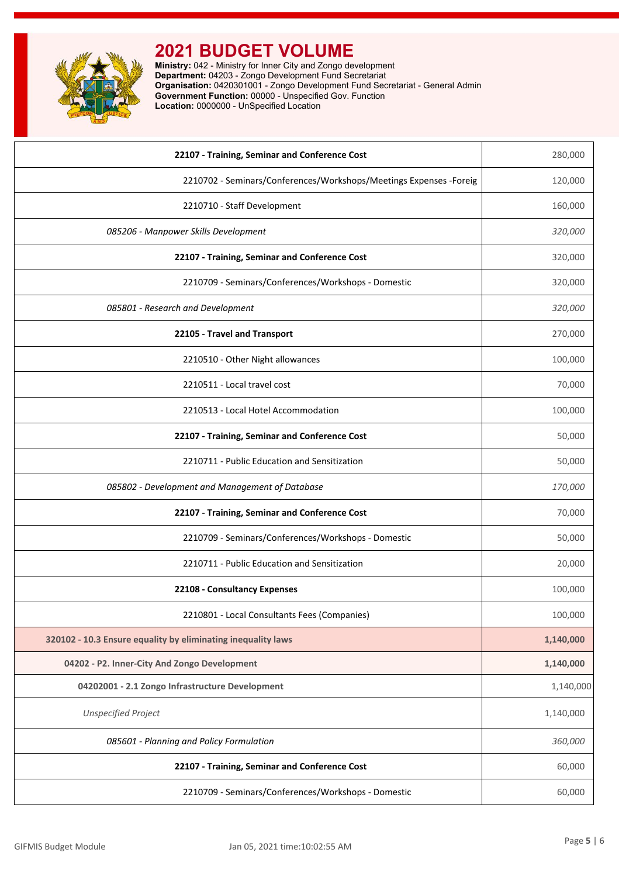# 2021 BUDGET VOLUME

**Ministry:** 042 - Ministry for Inner City and Zongo development
**Department:** 04203 - Zongo Development Fund Secretariat
**Organisation:** 0420301001 - Zongo Development Fund Secretariat - General Admin
**Government Function:** 00000 - Unspecified Gov. Function
**Location:** 0000000 - UnSpecified Location

| Item | Amount |
|---|---|
| **22107 - Training, Seminar and Conference Cost** | 280,000 |
| 2210702 - Seminars/Conferences/Workshops/Meetings Expenses -Foreig | 120,000 |
| 2210710 - Staff Development | 160,000 |
| *085206 - Manpower Skills Development* | *320,000* |
| **22107 - Training, Seminar and Conference Cost** | 320,000 |
| 2210709 - Seminars/Conferences/Workshops - Domestic | 320,000 |
| *085801 - Research and Development* | *320,000* |
| **22105 - Travel and Transport** | 270,000 |
| 2210510 - Other Night allowances | 100,000 |
| 2210511 - Local travel cost | 70,000 |
| 2210513 - Local Hotel Accommodation | 100,000 |
| **22107 - Training, Seminar and Conference Cost** | 50,000 |
| 2210711 - Public Education and Sensitization | 50,000 |
| *085802 - Development and Management of Database* | *170,000* |
| **22107 - Training, Seminar and Conference Cost** | 70,000 |
| 2210709 - Seminars/Conferences/Workshops - Domestic | 50,000 |
| 2210711 - Public Education and Sensitization | 20,000 |
| **22108 - Consultancy Expenses** | 100,000 |
| 2210801 - Local Consultants Fees (Companies) | 100,000 |
| **320102 - 10.3 Ensure equality by eliminating inequality laws** | **1,140,000** |
| **04202 - P2. Inner-City And Zongo Development** | **1,140,000** |
| **04202001 - 2.1 Zongo Infrastructure Development** | 1,140,000 |
| *Unspecified Project* | 1,140,000 |
| *085601 - Planning and Policy Formulation* | *360,000* |
| **22107 - Training, Seminar and Conference Cost** | 60,000 |
| 2210709 - Seminars/Conferences/Workshops - Domestic | 60,000 |

GIFMIS Budget Module Jan 05, 2021 time:10:02:55 AM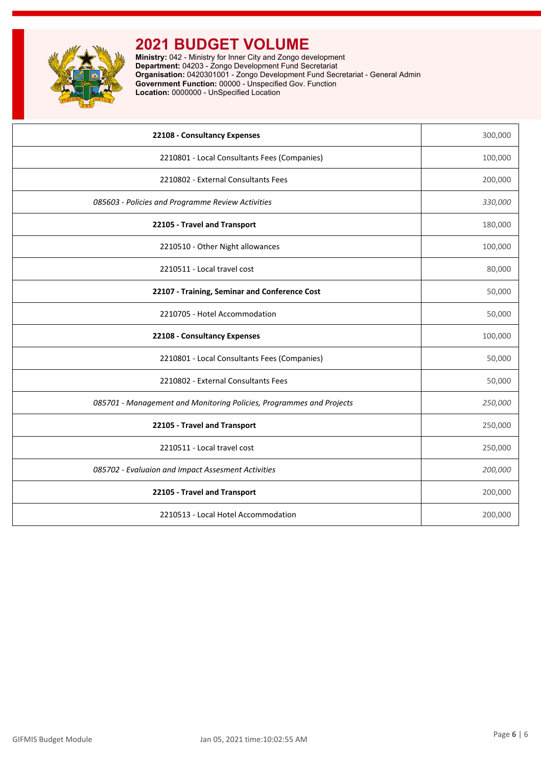# 2021 BUDGET VOLUME

**Ministry:** 042 - Ministry for Inner City and Zongo development
**Department:** 04203 - Zongo Development Fund Secretariat
**Organisation:** 0420301001 - Zongo Development Fund Secretariat - General Admin
**Government Function:** 00000 - Unspecified Gov. Function
**Location:** 0000000 - UnSpecified Location

| | |
|---|---|
| **22108 - Consultancy Expenses** | 300,000 |
| 2210801 - Local Consultants Fees (Companies) | 100,000 |
| 2210802 - External Consultants Fees | 200,000 |
| *085603 - Policies and Programme Review Activities* | *330,000* |
| **22105 - Travel and Transport** | 180,000 |
| 2210510 - Other Night allowances | 100,000 |
| 2210511 - Local travel cost | 80,000 |
| **22107 - Training, Seminar and Conference Cost** | 50,000 |
| 2210705 - Hotel Accommodation | 50,000 |
| **22108 - Consultancy Expenses** | 100,000 |
| 2210801 - Local Consultants Fees (Companies) | 50,000 |
| 2210802 - External Consultants Fees | 50,000 |
| *085701 - Management and Monitoring Policies, Programmes and Projects* | *250,000* |
| **22105 - Travel and Transport** | 250,000 |
| 2210511 - Local travel cost | 250,000 |
| *085702 - Evaluaion and Impact Assesment Activities* | *200,000* |
| **22105 - Travel and Transport** | 200,000 |
| 2210513 - Local Hotel Accommodation | 200,000 |

GIFMIS Budget Module    Jan 05, 2021 time:10:02:55 AM